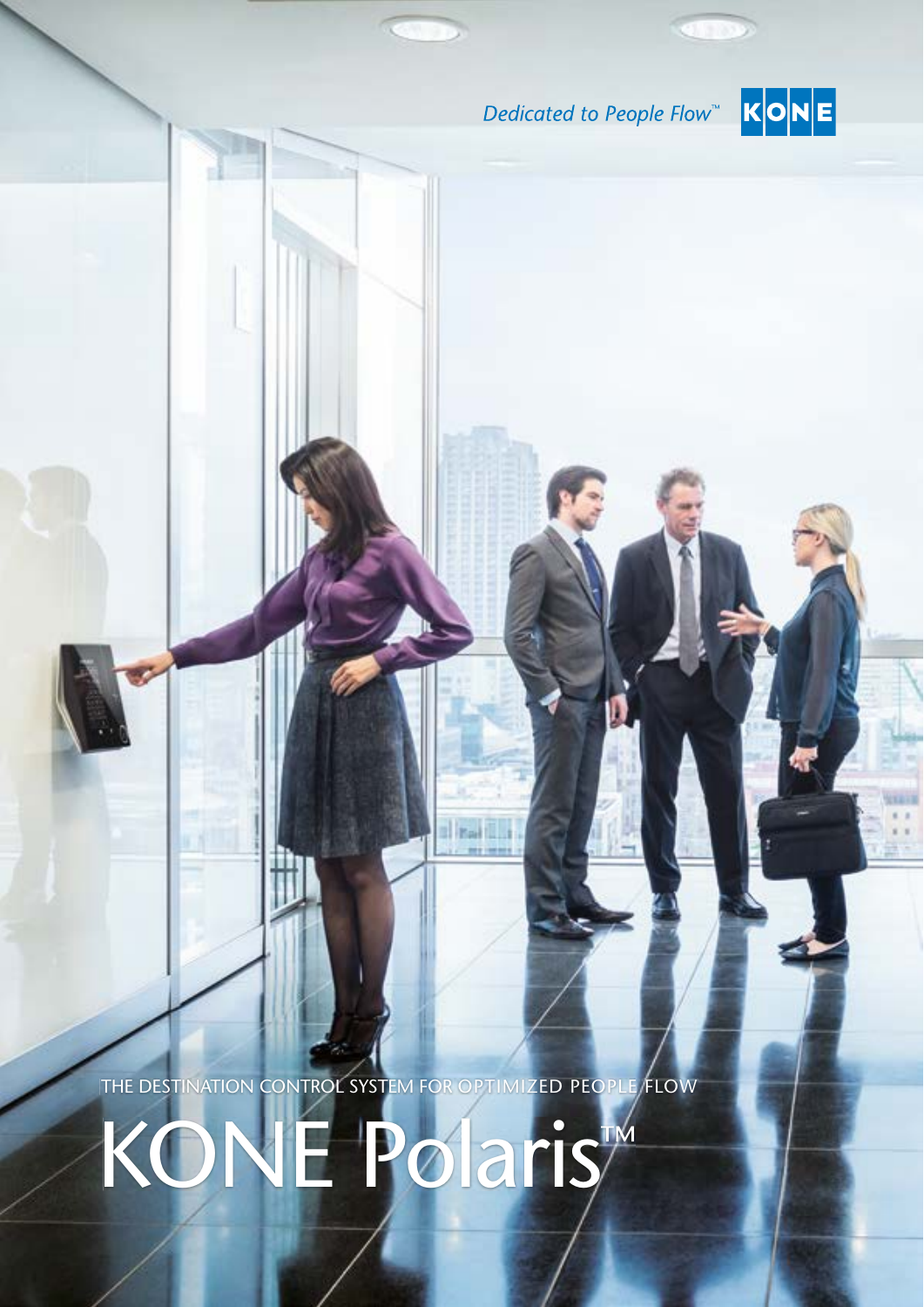*Dedicated to People Flow™*

KONE

THE DESTINATION CONTROL SYSTEM FOR OPTIMIZED PEOPLE FLOW

# KONE Polaris™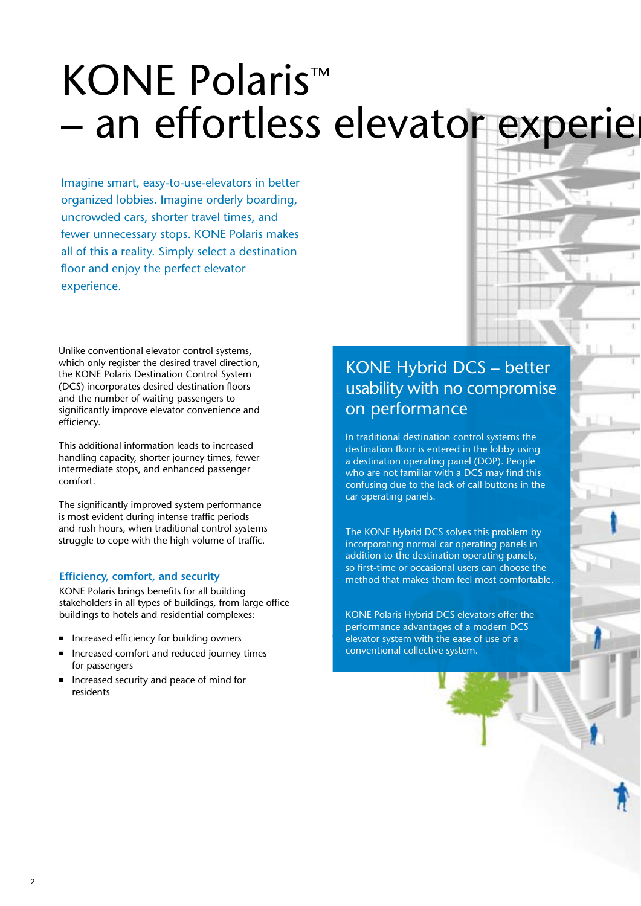# KONE Polaris™ – an effortless elevator experien

Imagine smart, easy-to-use-elevators in better organized lobbies. Imagine orderly boarding, uncrowded cars, shorter travel times, and fewer unnecessary stops. KONE Polaris makes all of this a reality. Simply select a destination floor and enjoy the perfect elevator experience.

Unlike conventional elevator control systems, which only register the desired travel direction, the KONE Polaris Destination Control System (DCS) incorporates desired destination floors and the number of waiting passengers to significantly improve elevator convenience and efficiency.

This additional information leads to increased handling capacity, shorter journey times, fewer intermediate stops, and enhanced passenger comfort.

The significantly improved system performance is most evident during intense traffic periods and rush hours, when traditional control systems struggle to cope with the high volume of traffic.

### Efficiency, comfort, and security

KONE Polaris brings benefits for all building stakeholders in all types of buildings, from large office buildings to hotels and residential complexes:

- Increased efficiency for building owners
- Increased comfort and reduced journey times for passengers
- Increased security and peace of mind for residents

## KONE Hybrid DCS – better usability with no compromise on performance

In traditional destination control systems the destination floor is entered in the lobby using a destination operating panel (DOP). People who are not familiar with a DCS may find this confusing due to the lack of call buttons in the car operating panels.

The KONE Hybrid DCS solves this problem by incorporating normal car operating panels in addition to the destination operating panels, so first-time or occasional users can choose the method that makes them feel most comfortable.

KONE Polaris Hybrid DCS elevators offer the performance advantages of a modern DCS elevator system with the ease of use of a conventional collective system.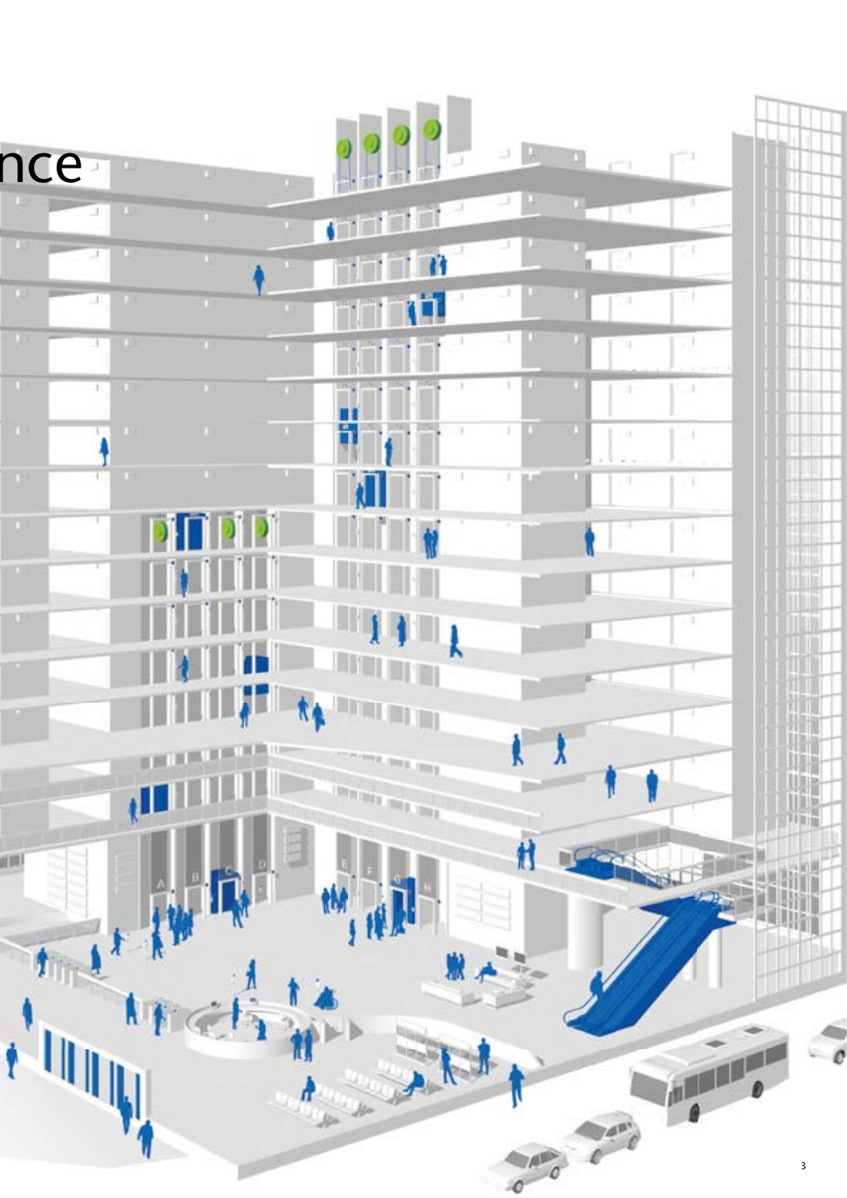nce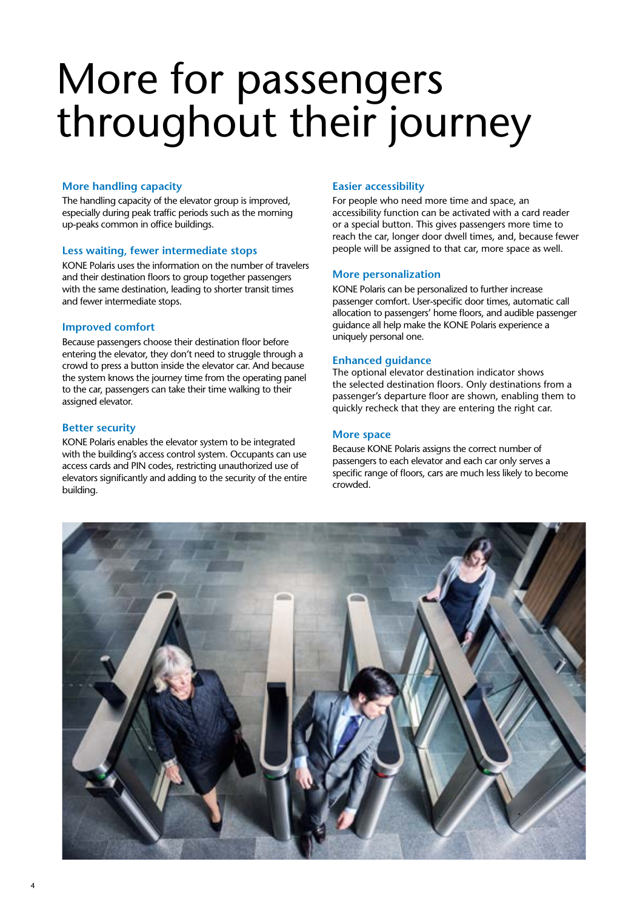# More for passengers throughout their journey

### More handling capacity

The handling capacity of the elevator group is improved, especially during peak traffic periods such as the morning up-peaks common in office buildings.

### Less waiting, fewer intermediate stops

KONE Polaris uses the information on the number of travelers and their destination floors to group together passengers with the same destination, leading to shorter transit times and fewer intermediate stops.

### Improved comfort

Because passengers choose their destination floor before entering the elevator, they don't need to struggle through a crowd to press a button inside the elevator car. And because the system knows the journey time from the operating panel to the car, passengers can take their time walking to their assigned elevator.

### Better security

KONE Polaris enables the elevator system to be integrated with the building's access control system. Occupants can use access cards and PIN codes, restricting unauthorized use of elevators significantly and adding to the security of the entire building.

### Easier accessibility

For people who need more time and space, an accessibility function can be activated with a card reader or a special button. This gives passengers more time to reach the car, longer door dwell times, and, because fewer people will be assigned to that car, more space as well.

### More personalization

KONE Polaris can be personalized to further increase passenger comfort. User-specific door times, automatic call allocation to passengers' home floors, and audible passenger guidance all help make the KONE Polaris experience a uniquely personal one.

### Enhanced guidance

The optional elevator destination indicator shows the selected destination floors. Only destinations from a passenger's departure floor are shown, enabling them to quickly recheck that they are entering the right car.

### More space

Because KONE Polaris assigns the correct number of passengers to each elevator and each car only serves a specific range of floors, cars are much less likely to become crowded.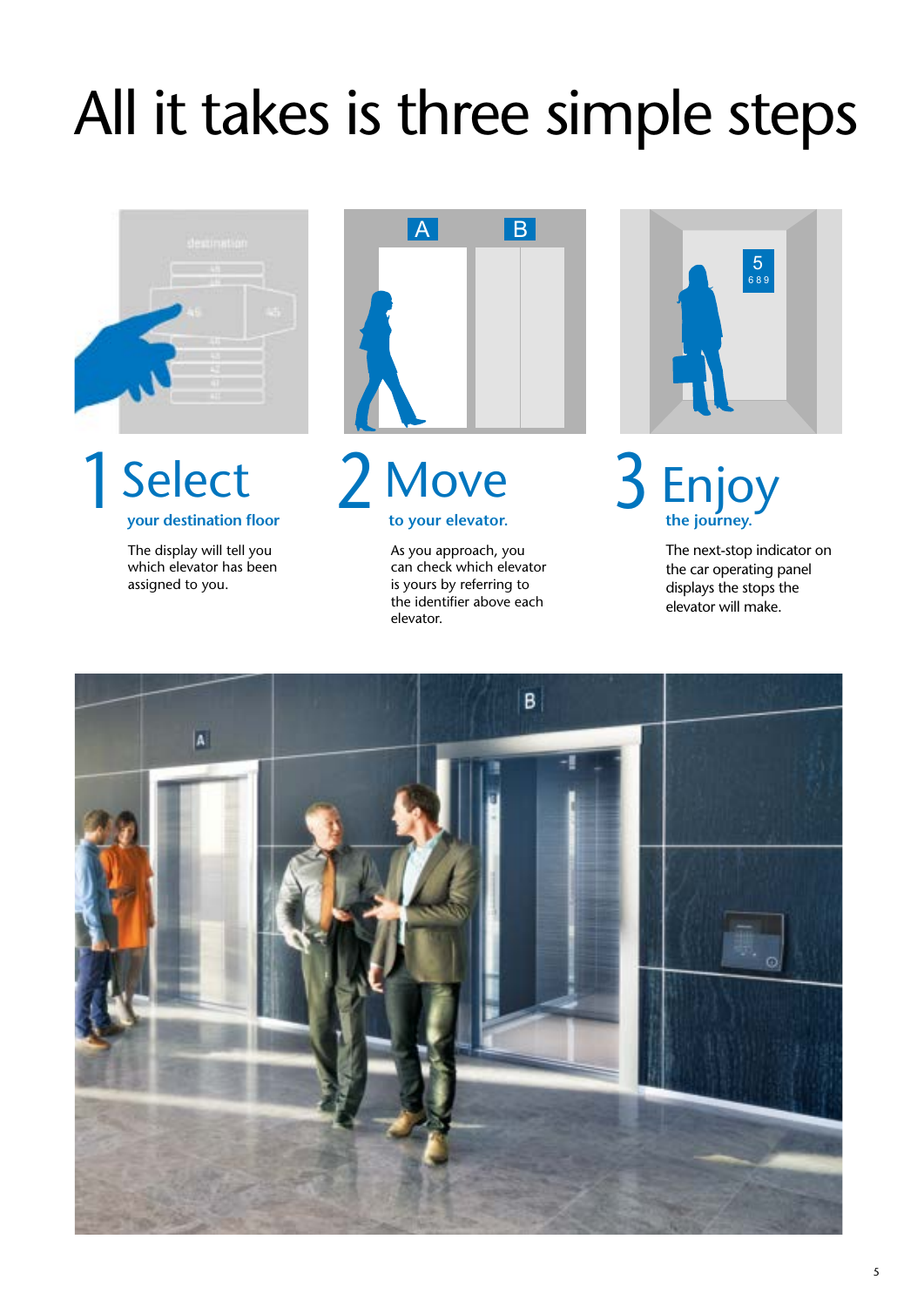# All it takes is three simple steps

## 1 Select

**your destination floor**

The display will tell you which elevator has been assigned to you.

## 2 Move

**to your elevator.**

As you approach, you can check which elevator is yours by referring to the identifier above each elevator.

## 3 Enjoy

**the journey.**

The next-stop indicator on the car operating panel displays the stops the elevator will make.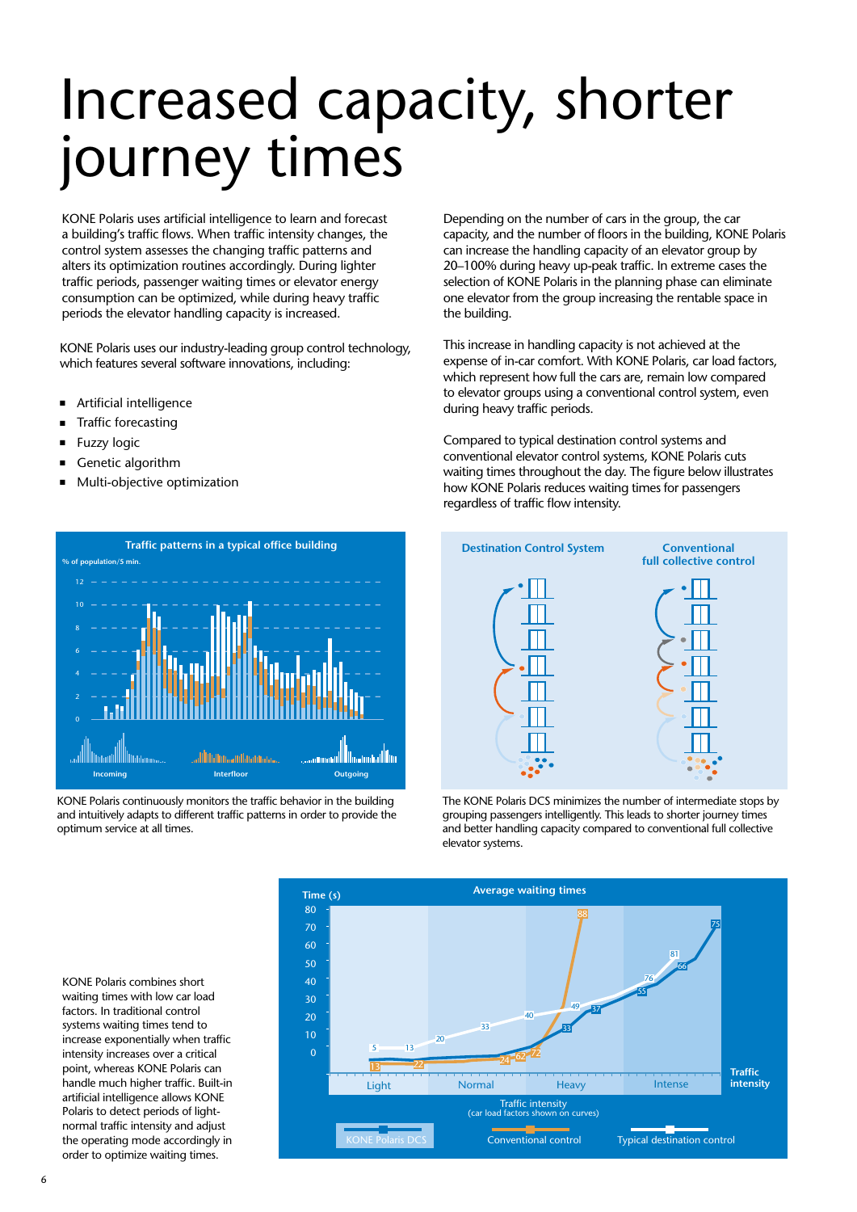# Increased capacity, shorter journey times

KONE Polaris uses artificial intelligence to learn and forecast a building's traffic flows. When traffic intensity changes, the control system assesses the changing traffic patterns and alters its optimization routines accordingly. During lighter traffic periods, passenger waiting times or elevator energy consumption can be optimized, while during heavy traffic periods the elevator handling capacity is increased.

KONE Polaris uses our industry-leading group control technology, which features several software innovations, including:

- Artificial intelligence
- Traffic forecasting
- Fuzzy logic
- Genetic algorithm
- Multi-objective optimization

Depending on the number of cars in the group, the car capacity, and the number of floors in the building, KONE Polaris can increase the handling capacity of an elevator group by 20–100% during heavy up-peak traffic. In extreme cases the selection of KONE Polaris in the planning phase can eliminate one elevator from the group increasing the rentable space in the building.

This increase in handling capacity is not achieved at the expense of in-car comfort. With KONE Polaris, car load factors, which represent how full the cars are, remain low compared to elevator groups using a conventional control system, even during heavy traffic periods.

Compared to typical destination control systems and conventional elevator control systems, KONE Polaris cuts waiting times throughout the day. The figure below illustrates how KONE Polaris reduces waiting times for passengers regardless of traffic flow intensity.

Traffic patterns in a typical office building

% of population/5 min.

12
10
8
6
4
2
0

Incoming
Interfloor
Outgoing

KONE Polaris continuously monitors the traffic behavior in the building and intuitively adapts to different traffic patterns in order to provide the optimum service at all times.

Destination Control System

Conventional full collective control

The KONE Polaris DCS minimizes the number of intermediate stops by grouping passengers intelligently. This leads to shorter journey times and better handling capacity compared to conventional full collective elevator systems.

KONE Polaris combines short waiting times with low car load factors. In traditional control systems waiting times tend to increase exponentially when traffic intensity increases over a critical point, whereas KONE Polaris can handle much higher traffic. Built-in artificial intelligence allows KONE Polaris to detect periods of light-normal traffic intensity and adjust the operating mode accordingly in order to optimize waiting times.

Average waiting times

Time (s)

80
70
60
50
40
30
20
10
0

5
13
20
33
40
49
76
81
13
22
24
62
72
88
33
37
55
66
75

Light
Normal
Heavy
Intense

Traffic intensity

Traffic intensity
(car load factors shown on curves)

KONE Polaris DCS
Conventional control
Typical destination control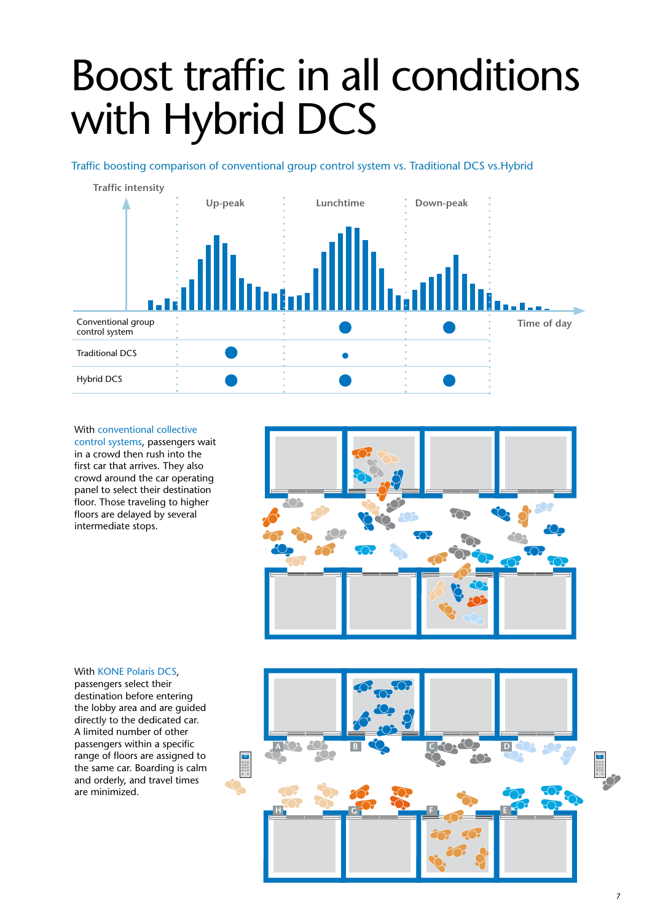# Boost traffic in all conditions with Hybrid DCS

Traffic boosting comparison of conventional group control system vs. Traditional DCS vs.Hybrid

Traffic intensity

Up-peak

Lunchtime

Down-peak

Time of day

Conventional group control system

Traditional DCS

Hybrid DCS

With conventional collective control systems, passengers wait in a crowd then rush into the first car that arrives. They also crowd around the car operating panel to select their destination floor. Those traveling to higher floors are delayed by several intermediate stops.

With KONE Polaris DCS, passengers select their destination before entering the lobby area and are guided directly to the dedicated car. A limited number of other passengers within a specific range of floors are assigned to the same car. Boarding is calm and orderly, and travel times are minimized.

A B C D

H G F E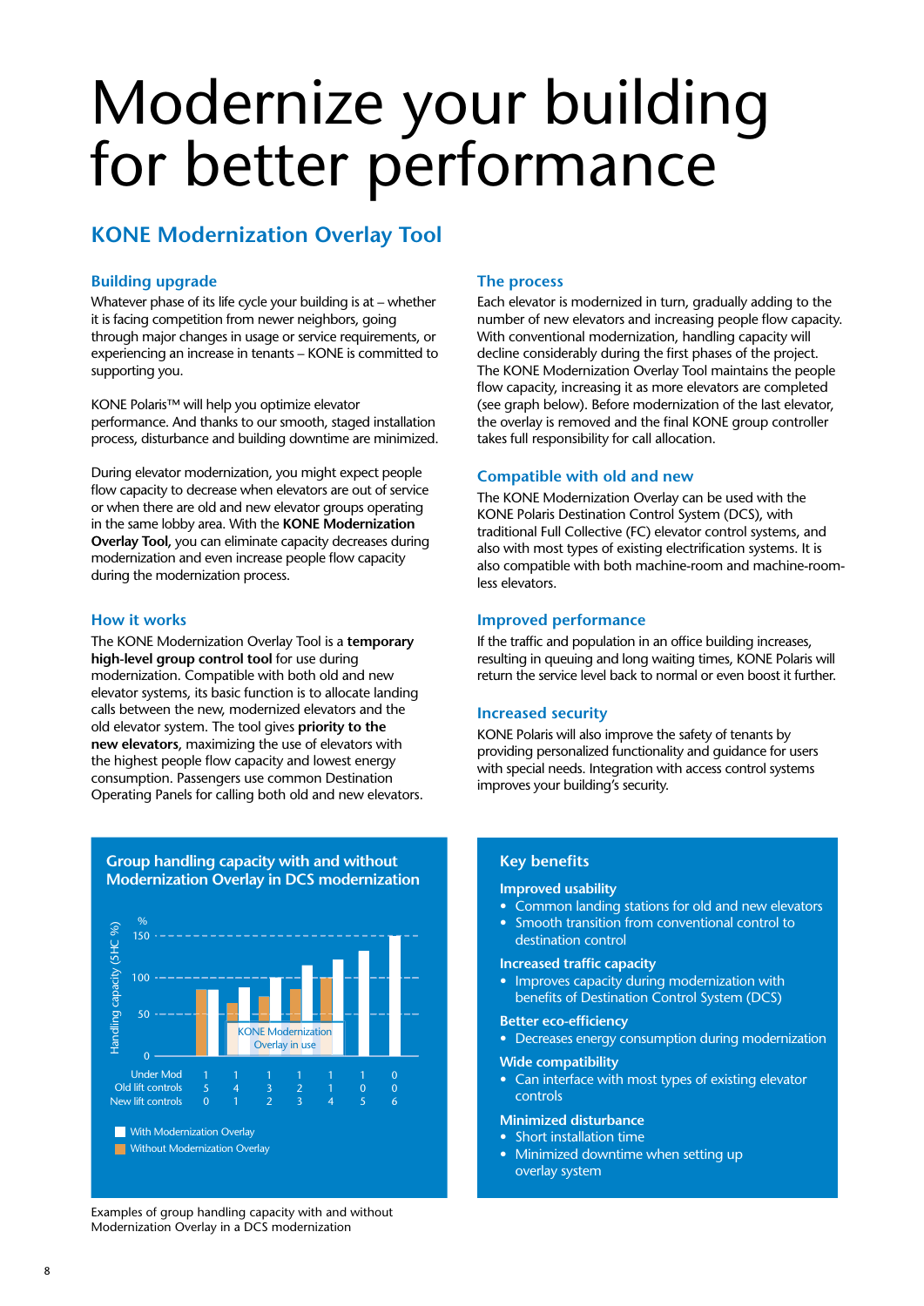# Modernize your building for better performance

## KONE Modernization Overlay Tool

### Building upgrade

Whatever phase of its life cycle your building is at – whether it is facing competition from newer neighbors, going through major changes in usage or service requirements, or experiencing an increase in tenants – KONE is committed to supporting you.

KONE Polaris™ will help you optimize elevator performance. And thanks to our smooth, staged installation process, disturbance and building downtime are minimized.

During elevator modernization, you might expect people flow capacity to decrease when elevators are out of service or when there are old and new elevator groups operating in the same lobby area. With the **KONE Modernization Overlay Tool,** you can eliminate capacity decreases during modernization and even increase people flow capacity during the modernization process.

### How it works

The KONE Modernization Overlay Tool is a **temporary high-level group control tool** for use during modernization. Compatible with both old and new elevator systems, its basic function is to allocate landing calls between the new, modernized elevators and the old elevator system. The tool gives **priority to the new elevators**, maximizing the use of elevators with the highest people flow capacity and lowest energy consumption. Passengers use common Destination Operating Panels for calling both old and new elevators.

### The process

Each elevator is modernized in turn, gradually adding to the number of new elevators and increasing people flow capacity. With conventional modernization, handling capacity will decline considerably during the first phases of the project. The KONE Modernization Overlay Tool maintains the people flow capacity, increasing it as more elevators are completed (see graph below). Before modernization of the last elevator, the overlay is removed and the final KONE group controller takes full responsibility for call allocation.

### Compatible with old and new

The KONE Modernization Overlay can be used with the KONE Polaris Destination Control System (DCS), with traditional Full Collective (FC) elevator control systems, and also with most types of existing electrification systems. It is also compatible with both machine-room and machine-room-less elevators.

### Improved performance

If the traffic and population in an office building increases, resulting in queuing and long waiting times, KONE Polaris will return the service level back to normal or even boost it further.

### Increased security

KONE Polaris will also improve the safety of tenants by providing personalized functionality and guidance for users with special needs. Integration with access control systems improves your building's security.

### Group handling capacity with and without Modernization Overlay in DCS modernization

Handling capacity (5HC %)
%
150
100
50
0
KONE Modernization Overlay in use

Under Mod: 1, 1, 1, 1, 1, 1, 0
Old lift controls: 5, 4, 3, 2, 1, 0, 0
New lift controls: 0, 1, 2, 3, 4, 5, 6

With Modernization Overlay
Without Modernization Overlay

Examples of group handling capacity with and without Modernization Overlay in a DCS modernization

### Key benefits

**Improved usability**
- Common landing stations for old and new elevators
- Smooth transition from conventional control to destination control

**Increased traffic capacity**
- Improves capacity during modernization with benefits of Destination Control System (DCS)

**Better eco-efficiency**
- Decreases energy consumption during modernization

**Wide compatibility**
- Can interface with most types of existing elevator controls

**Minimized disturbance**
- Short installation time
- Minimized downtime when setting up overlay system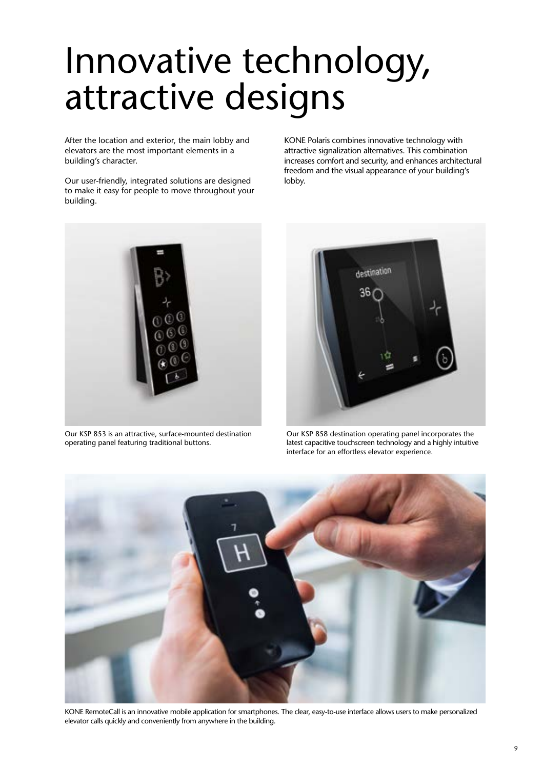# Innovative technology, attractive designs

After the location and exterior, the main lobby and elevators are the most important elements in a building's character.

Our user-friendly, integrated solutions are designed to make it easy for people to move throughout your building.

KONE Polaris combines innovative technology with attractive signalization alternatives. This combination increases comfort and security, and enhances architectural freedom and the visual appearance of your building's lobby.

Our KSP 853 is an attractive, surface-mounted destination operating panel featuring traditional buttons.

Our KSP 858 destination operating panel incorporates the latest capacitive touchscreen technology and a highly intuitive interface for an effortless elevator experience.

KONE RemoteCall is an innovative mobile application for smartphones. The clear, easy-to-use interface allows users to make personalized elevator calls quickly and conveniently from anywhere in the building.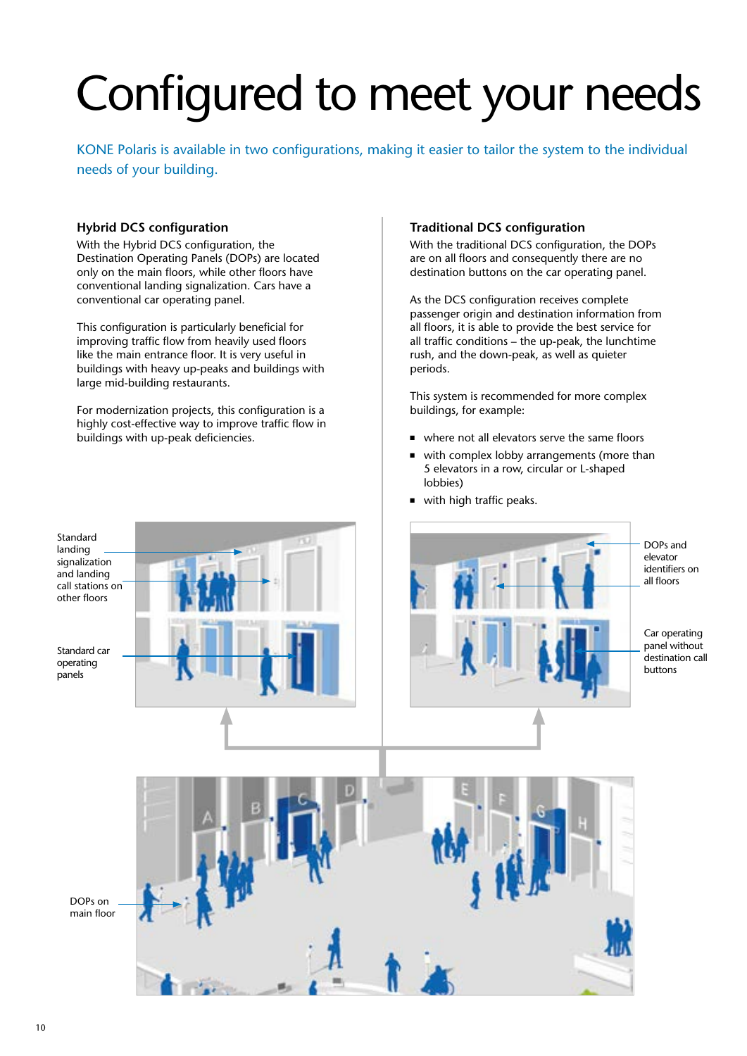# Configured to meet your needs

KONE Polaris is available in two configurations, making it easier to tailor the system to the individual needs of your building.

### Hybrid DCS configuration

With the Hybrid DCS configuration, the Destination Operating Panels (DOPs) are located only on the main floors, while other floors have conventional landing signalization. Cars have a conventional car operating panel.

This configuration is particularly beneficial for improving traffic flow from heavily used floors like the main entrance floor. It is very useful in buildings with heavy up-peaks and buildings with large mid-building restaurants.

For modernization projects, this configuration is a highly cost-effective way to improve traffic flow in buildings with up-peak deficiencies.

### Traditional DCS configuration

With the traditional DCS configuration, the DOPs are on all floors and consequently there are no destination buttons on the car operating panel.

As the DCS configuration receives complete passenger origin and destination information from all floors, it is able to provide the best service for all traffic conditions – the up-peak, the lunchtime rush, and the down-peak, as well as quieter periods.

This system is recommended for more complex buildings, for example:

- where not all elevators serve the same floors
- with complex lobby arrangements (more than 5 elevators in a row, circular or L-shaped lobbies)
- with high traffic peaks.

Standard landing signalization and landing call stations on other floors

Standard car operating panels

DOPs and elevator identifiers on all floors

Car operating panel without destination call buttons

DOPs on main floor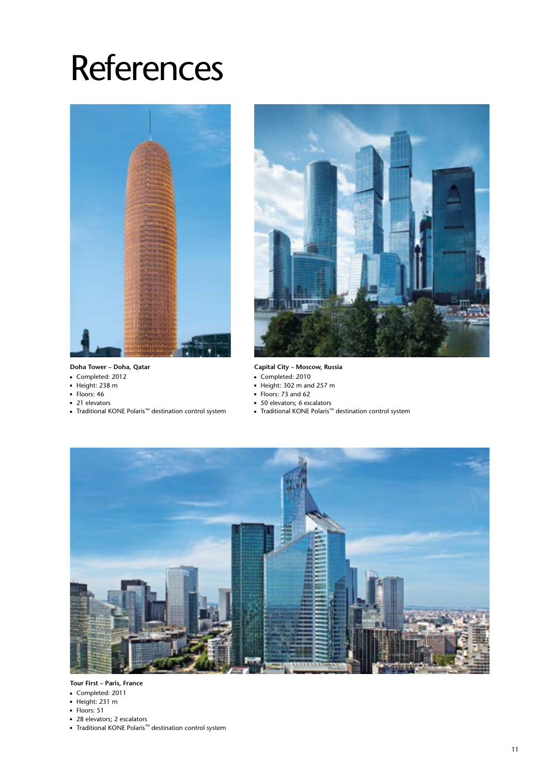# References

**Doha Tower – Doha, Qatar**

- Completed: 2012
- Height: 238 m
- Floors: 46
- 21 elevators
- Traditional KONE Polaris™ destination control system

**Capital City – Moscow, Russia**

- Completed: 2010
- Height: 302 m and 257 m
- Floors: 73 and 62
- 50 elevators; 6 escalators
- Traditional KONE Polaris™ destination control system

**Tour First – Paris, France**

- Completed: 2011
- Height: 231 m
- Floors: 51
- 28 elevators; 2 escalators
- Traditional KONE Polaris™ destination control system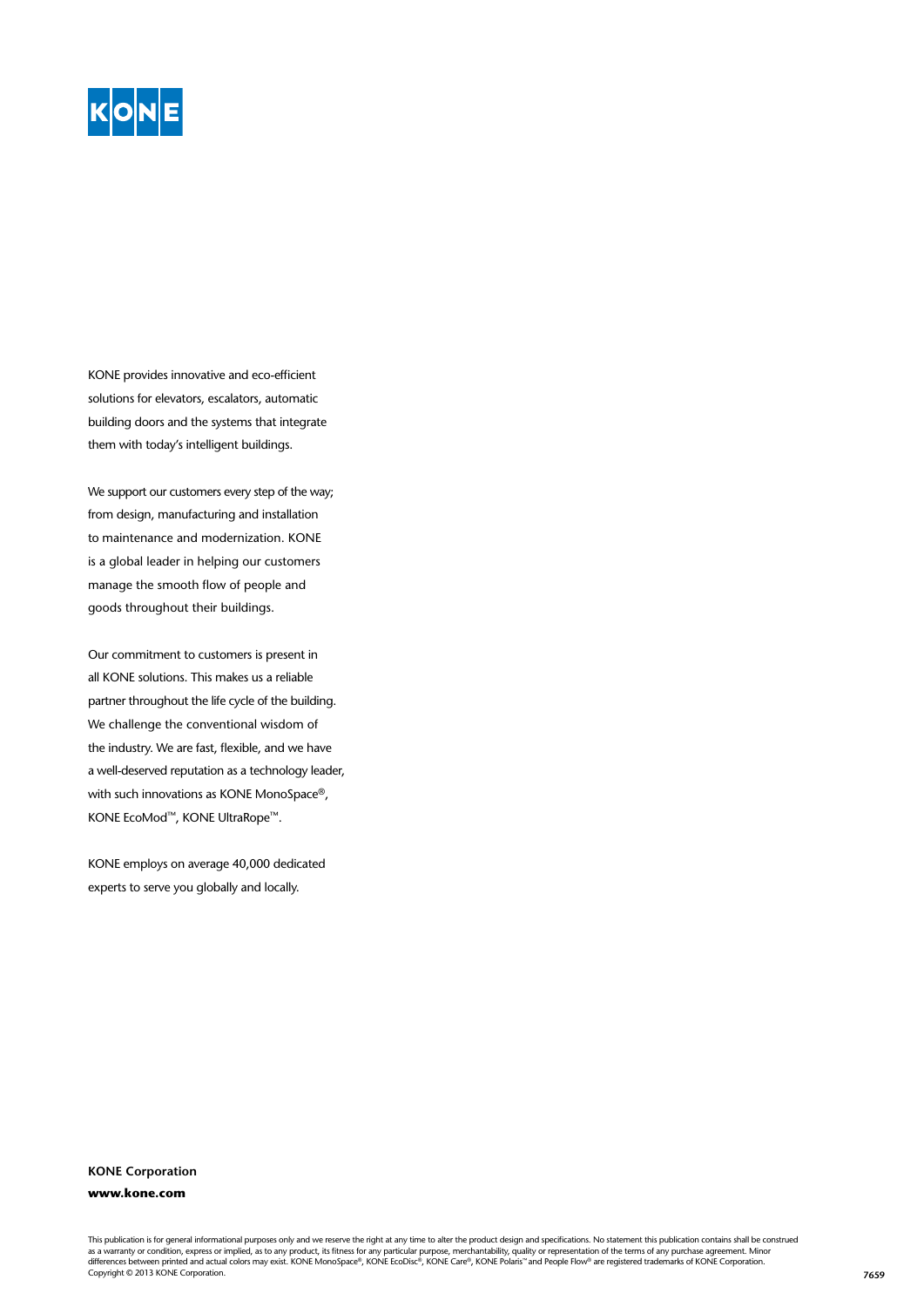KONE

KONE provides innovative and eco-efficient solutions for elevators, escalators, automatic building doors and the systems that integrate them with today's intelligent buildings.

We support our customers every step of the way; from design, manufacturing and installation to maintenance and modernization. KONE is a global leader in helping our customers manage the smooth flow of people and goods throughout their buildings.

Our commitment to customers is present in all KONE solutions. This makes us a reliable partner throughout the life cycle of the building. We challenge the conventional wisdom of the industry. We are fast, flexible, and we have a well-deserved reputation as a technology leader, with such innovations as KONE MonoSpace®, KONE EcoMod™, KONE UltraRope™.

KONE employs on average 40,000 dedicated experts to serve you globally and locally.

**KONE Corporation**
**www.kone.com**

This publication is for general informational purposes only and we reserve the right at any time to alter the product design and specifications. No statement this publication contains shall be construed as a warranty or condition, express or implied, as to any product, its fitness for any particular purpose, merchantability, quality or representation of the terms of any purchase agreement. Minor differences between printed and actual colors may exist. KONE MonoSpace®, KONE EcoDisc®, KONE Care®, KONE Polaris™ and People Flow® are registered trademarks of KONE Corporation.
Copyright © 2013 KONE Corporation.

7659